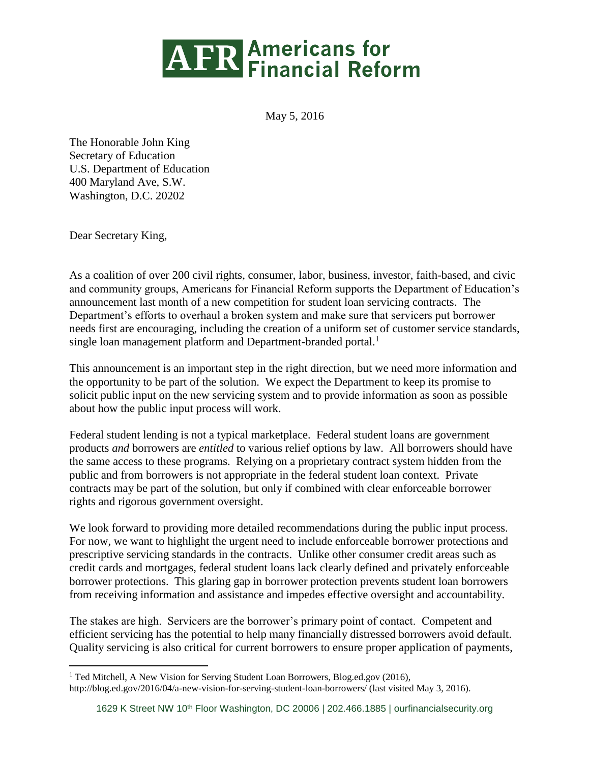# Americans for Financial Reform

May 5, 2016

The Honorable John King
Secretary of Education
U.S. Department of Education
400 Maryland Ave, S.W.
Washington, D.C. 20202

Dear Secretary King,

As a coalition of over 200 civil rights, consumer, labor, business, investor, faith-based, and civic and community groups, Americans for Financial Reform supports the Department of Education's announcement last month of a new competition for student loan servicing contracts. The Department's efforts to overhaul a broken system and make sure that servicers put borrower needs first are encouraging, including the creation of a uniform set of customer service standards, single loan management platform and Department-branded portal.[1]

This announcement is an important step in the right direction, but we need more information and the opportunity to be part of the solution. We expect the Department to keep its promise to solicit public input on the new servicing system and to provide information as soon as possible about how the public input process will work.

Federal student lending is not a typical marketplace. Federal student loans are government products *and* borrowers are *entitled* to various relief options by law. All borrowers should have the same access to these programs. Relying on a proprietary contract system hidden from the public and from borrowers is not appropriate in the federal student loan context. Private contracts may be part of the solution, but only if combined with clear enforceable borrower rights and rigorous government oversight.

We look forward to providing more detailed recommendations during the public input process. For now, we want to highlight the urgent need to include enforceable borrower protections and prescriptive servicing standards in the contracts. Unlike other consumer credit areas such as credit cards and mortgages, federal student loans lack clearly defined and privately enforceable borrower protections. This glaring gap in borrower protection prevents student loan borrowers from receiving information and assistance and impedes effective oversight and accountability.

The stakes are high. Servicers are the borrower's primary point of contact. Competent and efficient servicing has the potential to help many financially distressed borrowers avoid default. Quality servicing is also critical for current borrowers to ensure proper application of payments,

[1] Ted Mitchell, A New Vision for Serving Student Loan Borrowers, Blog.ed.gov (2016), http://blog.ed.gov/2016/04/a-new-vision-for-serving-student-loan-borrowers/ (last visited May 3, 2016).

1629 K Street NW 10th Floor Washington, DC 20006 | 202.466.1885 | ourfinancialsecurity.org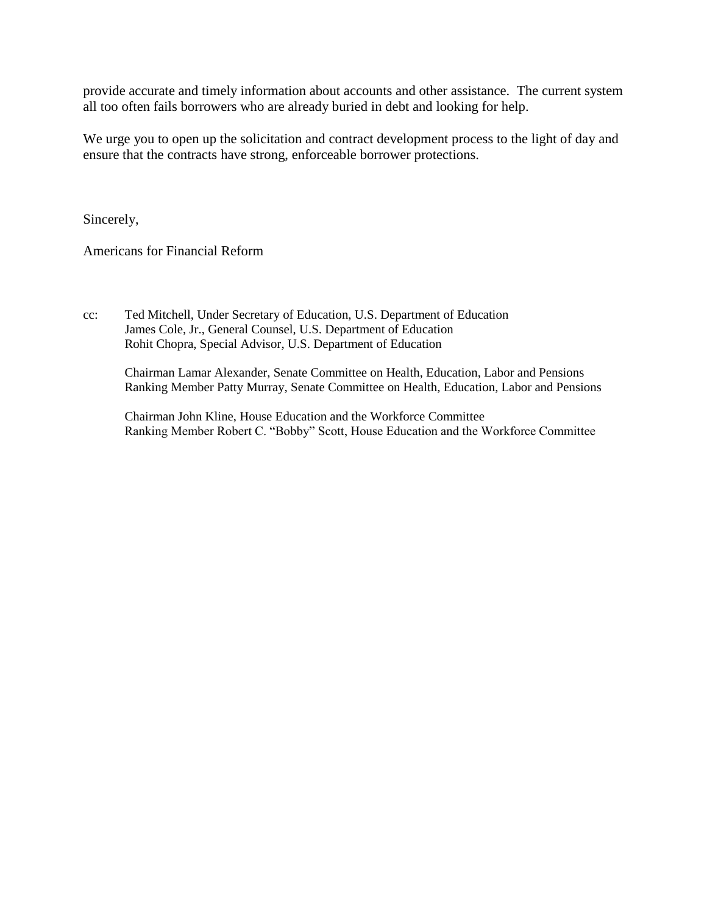provide accurate and timely information about accounts and other assistance. The current system all too often fails borrowers who are already buried in debt and looking for help.

We urge you to open up the solicitation and contract development process to the light of day and ensure that the contracts have strong, enforceable borrower protections.

Sincerely,

Americans for Financial Reform

cc: Ted Mitchell, Under Secretary of Education, U.S. Department of Education
James Cole, Jr., General Counsel, U.S. Department of Education
Rohit Chopra, Special Advisor, U.S. Department of Education

Chairman Lamar Alexander, Senate Committee on Health, Education, Labor and Pensions
Ranking Member Patty Murray, Senate Committee on Health, Education, Labor and Pensions

Chairman John Kline, House Education and the Workforce Committee
Ranking Member Robert C. "Bobby" Scott, House Education and the Workforce Committee